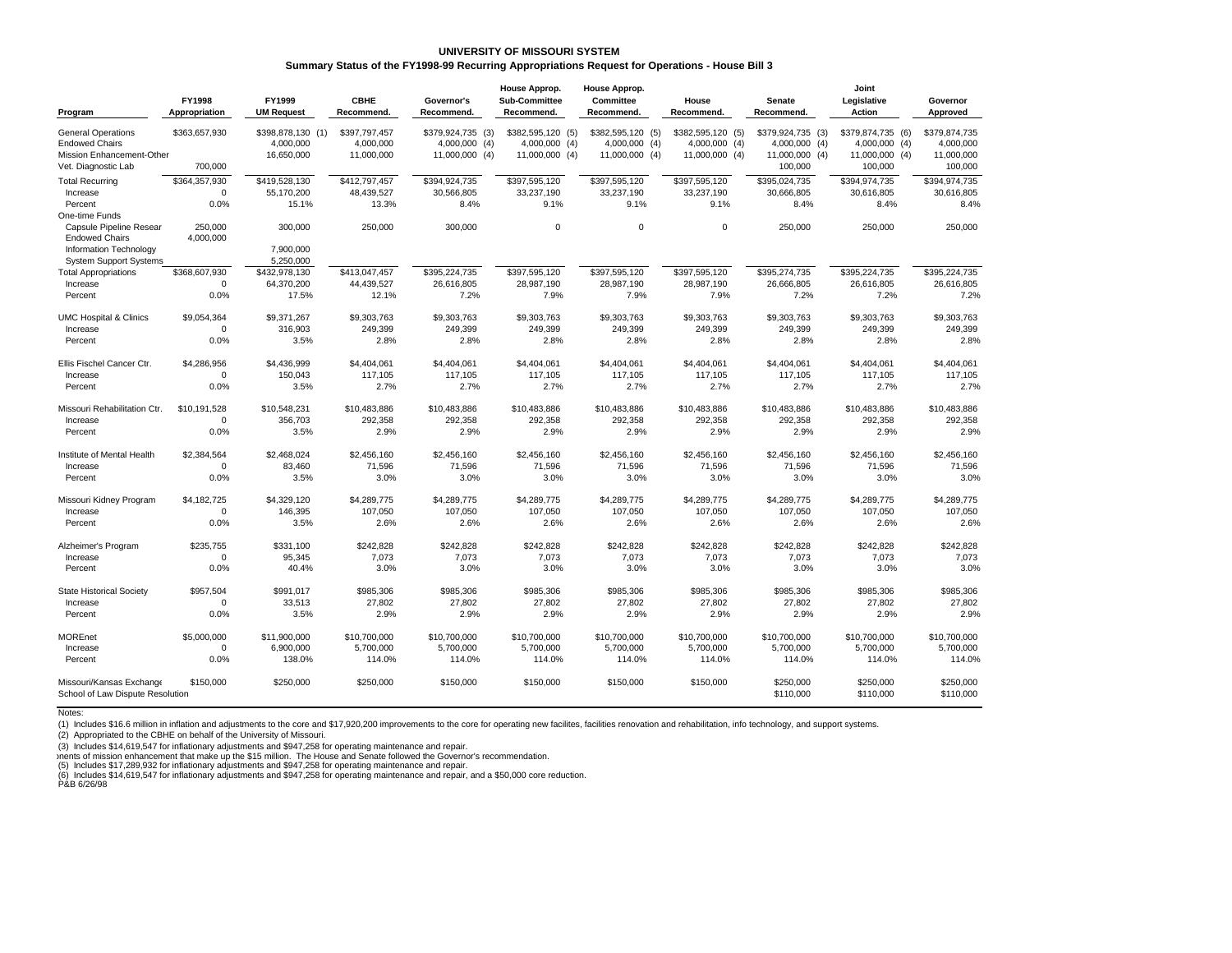**UNIVERSITY OF MISSOURI SYSTEM**

**Summary Status of the FY1998-99 Recurring Appropriations Request for Operations - House Bill 3**

| Program | FY1998 Appropriation | FY1999 UM Request | CBHE Recommend. | Governor's Recommend. | House Approp. Sub-Committee Recommend. | House Approp. Committee Recommend. | House Recommend. | Senate Recommend. | Joint Legislative Action | Governor Approved |
|---|---|---|---|---|---|---|---|---|---|---|
| General Operations | $363,657,930 | $398,878,130 (1) | $397,797,457 | $379,924,735 (3) | $382,595,120 (5) | $382,595,120 (5) | $382,595,120 (5) | $379,924,735 (3) | $379,874,735 (6) | $379,874,735 |
| Endowed Chairs | | 4,000,000 | 4,000,000 | 4,000,000 (4) | 4,000,000 (4) | 4,000,000 (4) | 4,000,000 (4) | 4,000,000 (4) | 4,000,000 (4) | 4,000,000 |
| Mission Enhancement-Other | | 16,650,000 | 11,000,000 | 11,000,000 (4) | 11,000,000 (4) | 11,000,000 (4) | 11,000,000 (4) | 11,000,000 (4) | 11,000,000 (4) | 11,000,000 |
| Vet. Diagnostic Lab | 700,000 | | | | | | | 100,000 | 100,000 | 100,000 |
| Total Recurring | $364,357,930 | $419,528,130 | $412,797,457 | $394,924,735 | $397,595,120 | $397,595,120 | $397,595,120 | $395,024,735 | $394,974,735 | $394,974,735 |
| Increase | 0 | 55,170,200 | 48,439,527 | 30,566,805 | 33,237,190 | 33,237,190 | 33,237,190 | 30,666,805 | 30,616,805 | 30,616,805 |
| Percent | 0.0% | 15.1% | 13.3% | 8.4% | 9.1% | 9.1% | 9.1% | 8.4% | 8.4% | 8.4% |
| One-time Funds | | | | | | | | | | |
| Capsule Pipeline Resear | 250,000 | 300,000 | 250,000 | 300,000 | 0 | 0 | 0 | 250,000 | 250,000 | 250,000 |
| Endowed Chairs | 4,000,000 | | | | | | | | | |
| Information Technology | | 7,900,000 | | | | | | | | |
| System Support Systems | | 5,250,000 | | | | | | | | |
| Total Appropriations | $368,607,930 | $432,978,130 | $413,047,457 | $395,224,735 | $397,595,120 | $397,595,120 | $397,595,120 | $395,274,735 | $395,224,735 | $395,224,735 |
| Increase | 0 | 64,370,200 | 44,439,527 | 26,616,805 | 28,987,190 | 28,987,190 | 28,987,190 | 26,666,805 | 26,616,805 | 26,616,805 |
| Percent | 0.0% | 17.5% | 12.1% | 7.2% | 7.9% | 7.9% | 7.9% | 7.2% | 7.2% | 7.2% |
| UMC Hospital & Clinics | $9,054,364 | $9,371,267 | $9,303,763 | $9,303,763 | $9,303,763 | $9,303,763 | $9,303,763 | $9,303,763 | $9,303,763 | $9,303,763 |
| Increase | 0 | 316,903 | 249,399 | 249,399 | 249,399 | 249,399 | 249,399 | 249,399 | 249,399 | 249,399 |
| Percent | 0.0% | 3.5% | 2.8% | 2.8% | 2.8% | 2.8% | 2.8% | 2.8% | 2.8% | 2.8% |
| Ellis Fischel Cancer Ctr. | $4,286,956 | $4,436,999 | $4,404,061 | $4,404,061 | $4,404,061 | $4,404,061 | $4,404,061 | $4,404,061 | $4,404,061 | $4,404,061 |
| Increase | 0 | 150,043 | 117,105 | 117,105 | 117,105 | 117,105 | 117,105 | 117,105 | 117,105 | 117,105 |
| Percent | 0.0% | 3.5% | 2.7% | 2.7% | 2.7% | 2.7% | 2.7% | 2.7% | 2.7% | 2.7% |
| Missouri Rehabilitation Ctr. | $10,191,528 | $10,548,231 | $10,483,886 | $10,483,886 | $10,483,886 | $10,483,886 | $10,483,886 | $10,483,886 | $10,483,886 | $10,483,886 |
| Increase | 0 | 356,703 | 292,358 | 292,358 | 292,358 | 292,358 | 292,358 | 292,358 | 292,358 | 292,358 |
| Percent | 0.0% | 3.5% | 2.9% | 2.9% | 2.9% | 2.9% | 2.9% | 2.9% | 2.9% | 2.9% |
| Institute of Mental Health | $2,384,564 | $2,468,024 | $2,456,160 | $2,456,160 | $2,456,160 | $2,456,160 | $2,456,160 | $2,456,160 | $2,456,160 | $2,456,160 |
| Increase | 0 | 83,460 | 71,596 | 71,596 | 71,596 | 71,596 | 71,596 | 71,596 | 71,596 | 71,596 |
| Percent | 0.0% | 3.5% | 3.0% | 3.0% | 3.0% | 3.0% | 3.0% | 3.0% | 3.0% | 3.0% |
| Missouri Kidney Program | $4,182,725 | $4,329,120 | $4,289,775 | $4,289,775 | $4,289,775 | $4,289,775 | $4,289,775 | $4,289,775 | $4,289,775 | $4,289,775 |
| Increase | 0 | 146,395 | 107,050 | 107,050 | 107,050 | 107,050 | 107,050 | 107,050 | 107,050 | 107,050 |
| Percent | 0.0% | 3.5% | 2.6% | 2.6% | 2.6% | 2.6% | 2.6% | 2.6% | 2.6% | 2.6% |
| Alzheimer's Program | $235,755 | $331,100 | $242,828 | $242,828 | $242,828 | $242,828 | $242,828 | $242,828 | $242,828 | $242,828 |
| Increase | 0 | 95,345 | 7,073 | 7,073 | 7,073 | 7,073 | 7,073 | 7,073 | 7,073 | 7,073 |
| Percent | 0.0% | 40.4% | 3.0% | 3.0% | 3.0% | 3.0% | 3.0% | 3.0% | 3.0% | 3.0% |
| State Historical Society | $957,504 | $991,017 | $985,306 | $985,306 | $985,306 | $985,306 | $985,306 | $985,306 | $985,306 | $985,306 |
| Increase | 0 | 33,513 | 27,802 | 27,802 | 27,802 | 27,802 | 27,802 | 27,802 | 27,802 | 27,802 |
| Percent | 0.0% | 3.5% | 2.9% | 2.9% | 2.9% | 2.9% | 2.9% | 2.9% | 2.9% | 2.9% |
| MOREnet | $5,000,000 | $11,900,000 | $10,700,000 | $10,700,000 | $10,700,000 | $10,700,000 | $10,700,000 | $10,700,000 | $10,700,000 | $10,700,000 |
| Increase | 0 | 6,900,000 | 5,700,000 | 5,700,000 | 5,700,000 | 5,700,000 | 5,700,000 | 5,700,000 | 5,700,000 | 5,700,000 |
| Percent | 0.0% | 138.0% | 114.0% | 114.0% | 114.0% | 114.0% | 114.0% | 114.0% | 114.0% | 114.0% |
| Missouri/Kansas Exchange | $150,000 | $250,000 | $250,000 | $150,000 | $150,000 | $150,000 | $150,000 | $250,000 | $250,000 | $250,000 |
| School of Law Dispute Resolution | | | | | | | | $110,000 | $110,000 | $110,000 |

Notes:

(1) Includes $16.6 million in inflation and adjustments to the core and $17,920,200 improvements to the core for operating new facilites, facilities renovation and rehabilitation, info technology, and support systems.

(2) Appropriated to the CBHE on behalf of the University of Missouri.

(3) Includes $14,619,547 for inflationary adjustments and $947,258 for operating maintenance and repair.

)nents of mission enhancement that make up the $15 million. The House and Senate followed the Governor's recommendation.

(5) Includes $17,289,932 for inflationary adjustments and $947,258 for operating maintenance and repair.

(6) Includes $14,619,547 for inflationary adjustments and $947,258 for operating maintenance and repair, and a $50,000 core reduction.

P&B 6/26/98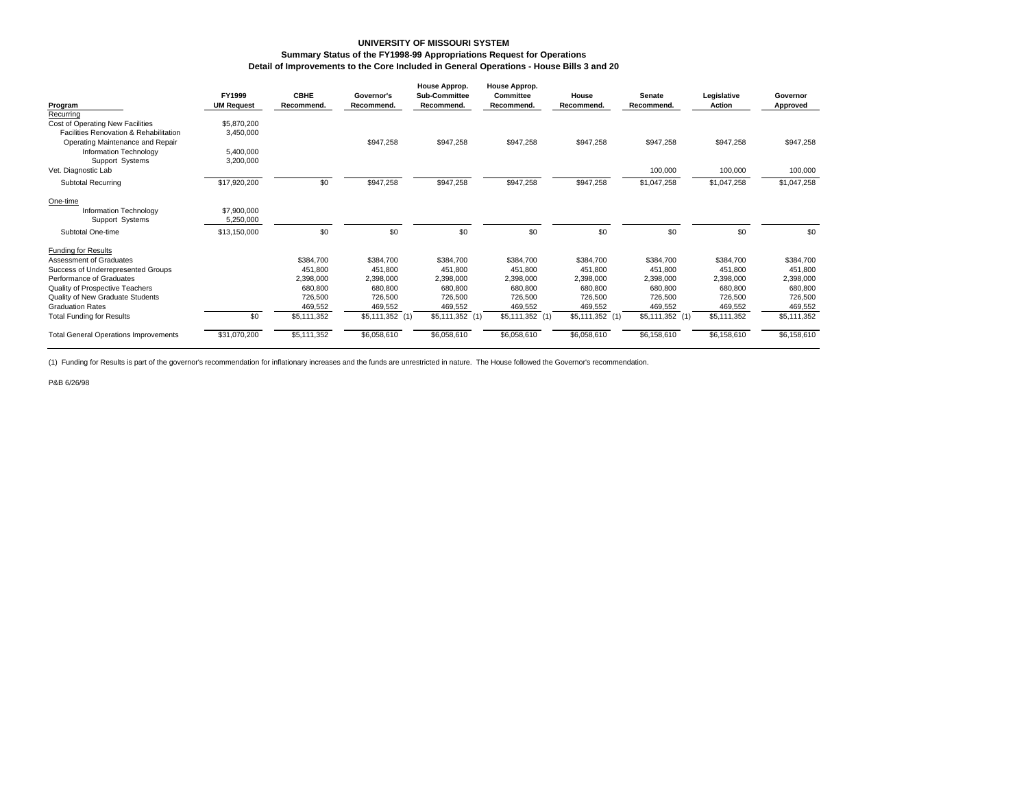# UNIVERSITY OF MISSOURI SYSTEM

## Summary Status of the FY1998-99 Appropriations Request for Operations

### Detail of Improvements to the Core Included in General Operations - House Bills 3 and 20

| Program | FY1999 UM Request | CBHE Recommend. | Governor's Recommend. | House Approp. Sub-Committee Recommend. | House Approp. Committee Recommend. | House Recommend. | Senate Recommend. | Legislative Action | Governor Approved |
|---|---|---|---|---|---|---|---|---|---|
| Recurring | | | | | | | | | |
| Cost of Operating New Facilities | $5,870,200 | | | | | | | | |
| Facilities Renovation & Rehabilitation | 3,450,000 | | | | | | | | |
| Operating Maintenance and Repair | | | $947,258 | $947,258 | $947,258 | $947,258 | $947,258 | $947,258 | $947,258 |
| Information Technology | 5,400,000 | | | | | | | | |
| Support Systems | 3,200,000 | | | | | | | | |
| Vet. Diagnostic Lab | | | | | | | 100,000 | 100,000 | 100,000 |
| Subtotal Recurring | $17,920,200 | $0 | $947,258 | $947,258 | $947,258 | $947,258 | $1,047,258 | $1,047,258 | $1,047,258 |
| One-time | | | | | | | | | |
| Information Technology | $7,900,000 | | | | | | | | |
| Support Systems | 5,250,000 | | | | | | | | |
| Subtotal One-time | $13,150,000 | $0 | $0 | $0 | $0 | $0 | $0 | $0 | $0 |
| Funding for Results | | | | | | | | | |
| Assessment of Graduates | | $384,700 | $384,700 | $384,700 | $384,700 | $384,700 | $384,700 | $384,700 | $384,700 |
| Success of Underrepresented Groups | | 451,800 | 451,800 | 451,800 | 451,800 | 451,800 | 451,800 | 451,800 | 451,800 |
| Performance of Graduates | | 2,398,000 | 2,398,000 | 2,398,000 | 2,398,000 | 2,398,000 | 2,398,000 | 2,398,000 | 2,398,000 |
| Quality of Prospective Teachers | | 680,800 | 680,800 | 680,800 | 680,800 | 680,800 | 680,800 | 680,800 | 680,800 |
| Quality of New Graduate Students | | 726,500 | 726,500 | 726,500 | 726,500 | 726,500 | 726,500 | 726,500 | 726,500 |
| Graduation Rates | | 469,552 | 469,552 | 469,552 | 469,552 | 469,552 | 469,552 | 469,552 | 469,552 |
| Total Funding for Results | $0 | $5,111,352 | $5,111,352 (1) | $5,111,352 (1) | $5,111,352 (1) | $5,111,352 (1) | $5,111,352 (1) | $5,111,352 | $5,111,352 |
| Total General Operations Improvements | $31,070,200 | $5,111,352 | $6,058,610 | $6,058,610 | $6,058,610 | $6,058,610 | $6,158,610 | $6,158,610 | $6,158,610 |

(1) Funding for Results is part of the governor's recommendation for inflationary increases and the funds are unrestricted in nature. The House followed the Governor's recommendation.

P&B 6/26/98